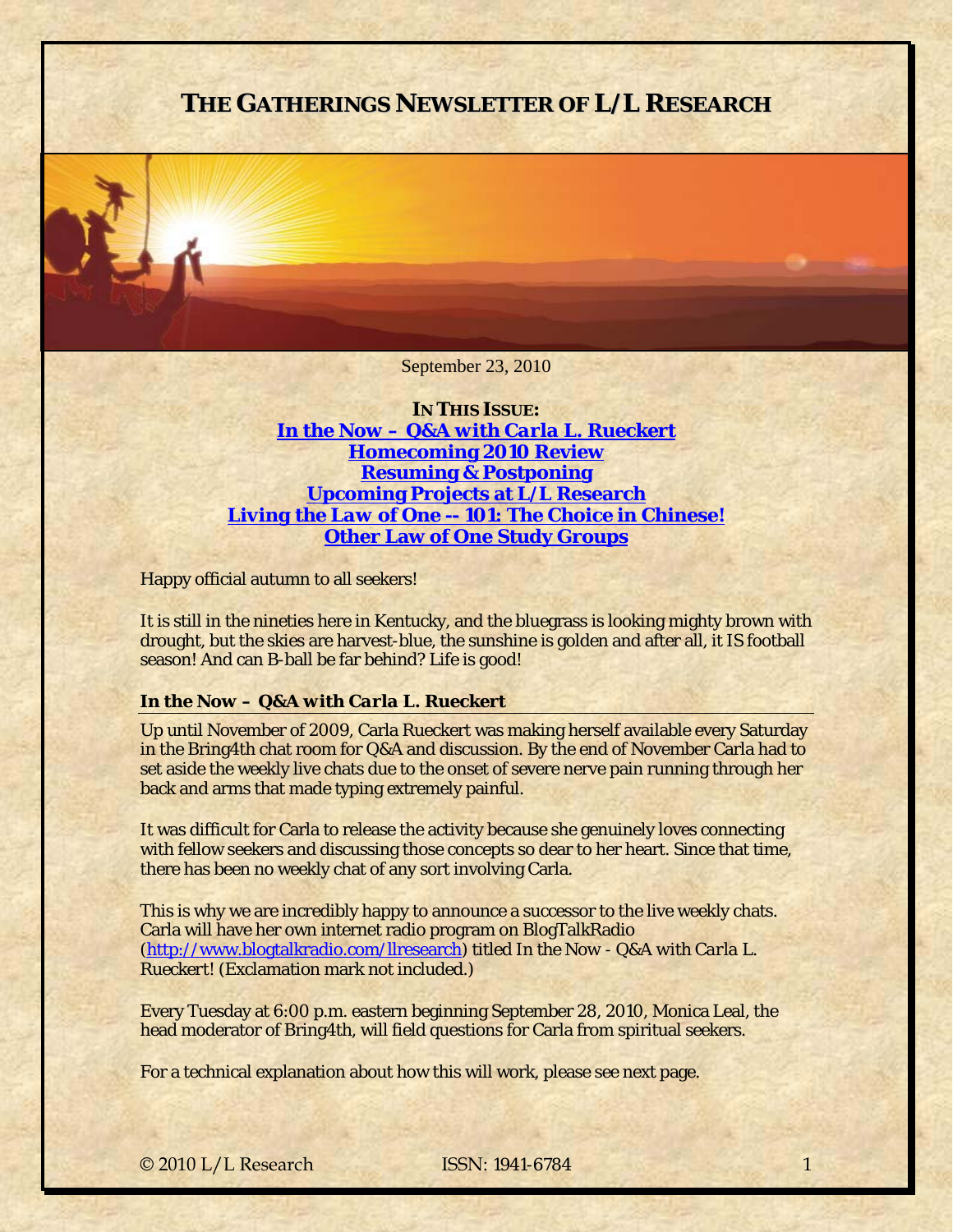# THE GATHERINGS NEWSLETTER OF L/L RESEARCH

September 23, 2010

**IN THIS ISSUE:**

[In the Now – Q&A with Carla L. Rueckert](#)
[Homecoming 2010 Review](#)
[Resuming & Postponing](#)
[Upcoming Projects at L/L Research](#)
[Living the Law of One -- 101: The Choice in Chinese!](#)
[Other Law of One Study Groups](#)

Happy official autumn to all seekers!

It is still in the nineties here in Kentucky, and the bluegrass is looking mighty brown with drought, but the skies are harvest-blue, the sunshine is golden and after all, it IS football season! And can B-ball be far behind? Life is good!

## In the Now – Q&A with Carla L. Rueckert

Up until November of 2009, Carla Rueckert was making herself available every Saturday in the Bring4th chat room for Q&A and discussion. By the end of November Carla had to set aside the weekly live chats due to the onset of severe nerve pain running through her back and arms that made typing extremely painful.

It was difficult for Carla to release the activity because she genuinely loves connecting with fellow seekers and discussing those concepts so dear to her heart. Since that time, there has been no weekly chat of any sort involving Carla.

This is why we are incredibly happy to announce a successor to the live weekly chats. Carla will have her own internet radio program on BlogTalkRadio ([http://www.blogtalkradio.com/llresearch](http://www.blogtalkradio.com/llresearch)) titled *In the Now - Q&A with Carla L. Rueckert!* (Exclamation mark not included.)

Every Tuesday at 6:00 p.m. eastern beginning September 28, 2010, Monica Leal, the head moderator of Bring4th, will field questions for Carla from spiritual seekers.

For a technical explanation about how this will work, please see next page.

© 2010 L/L Research ISSN: 1941-6784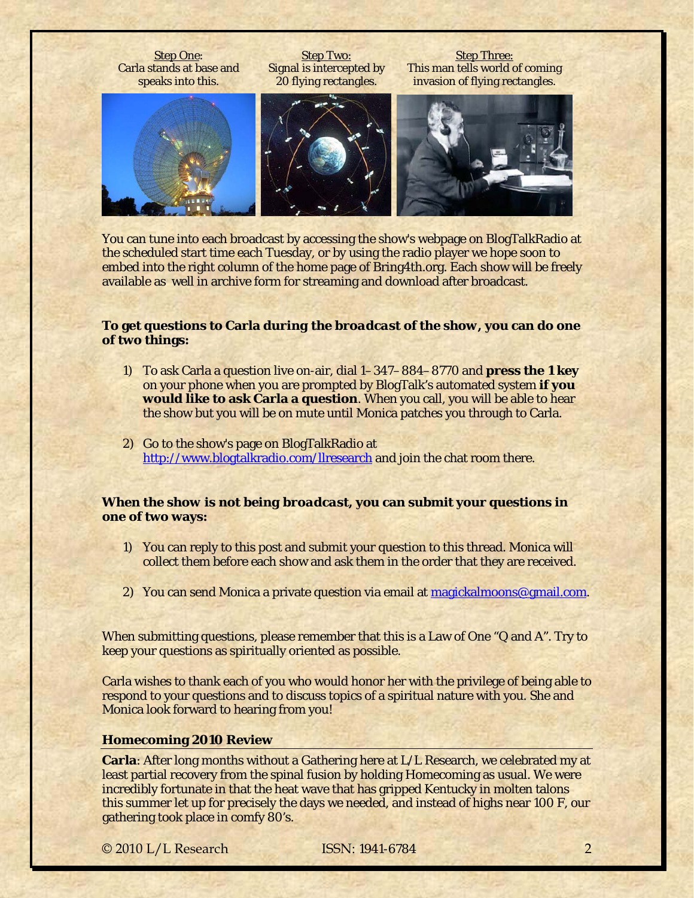Step One:
Carla stands at base and speaks into this.

Step Two:
Signal is intercepted by 20 flying rectangles.

Step Three:
This man tells world of coming invasion of flying rectangles.

You can tune into each broadcast by accessing the show's webpage on BlogTalkRadio at the scheduled start time each Tuesday, or by using the radio player we hope soon to embed into the right column of the home page of Bring4th.org. Each show will be freely available as well in archive form for streaming and download after broadcast.

**To get questions to Carla during the broadcast of the show, you can do one of two things:**

1) To ask Carla a question live on-air, dial 1–347–884–8770 and **press the 1 key** on your phone when you are prompted by BlogTalk's automated system **if you would like to ask Carla a question**. When you call, you will be able to hear the show but you will be on mute until Monica patches you through to Carla.

2) Go to the show's page on BlogTalkRadio at http://www.blogtalkradio.com/llresearch and join the chat room there.

**When the show is not being broadcast, you can submit your questions in one of two ways:**

1) You can reply to this post and submit your question to this thread. Monica will collect them before each show and ask them in the order that they are received.

2) You can send Monica a private question via email at magickalmoons@gmail.com.

When submitting questions, please remember that this is a Law of One "Q and A". Try to keep your questions as spiritually oriented as possible.

Carla wishes to thank each of you who would honor her with the privilege of being able to respond to your questions and to discuss topics of a spiritual nature with you. She and Monica look forward to hearing from you!

### Homecoming 2010 Review

**Carla**: After long months without a Gathering here at L/L Research, we celebrated my at least partial recovery from the spinal fusion by holding Homecoming as usual. We were incredibly fortunate in that the heat wave that has gripped Kentucky in molten talons this summer let up for precisely the days we needed, and instead of highs near 100 F, our gathering took place in comfy 80's.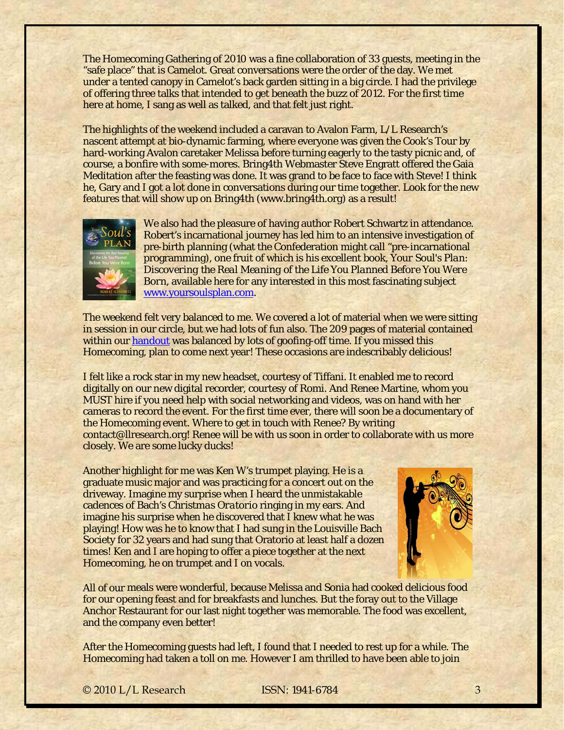The Homecoming Gathering of 2010 was a fine collaboration of 33 guests, meeting in the "safe place" that is Camelot. Great conversations were the order of the day. We met under a tented canopy in Camelot's back garden sitting in a big circle. I had the privilege of offering three talks that intended to get beneath the buzz of 2012. For the first time here at home, I sang as well as talked, and that felt just right.

The highlights of the weekend included a caravan to Avalon Farm, L/L Research's nascent attempt at bio-dynamic farming, where everyone was given the Cook's Tour by hard-working Avalon caretaker Melissa before turning eagerly to the tasty picnic and, of course, a bonfire with some-mores. Bring4th Webmaster Steve Engratt offered the Gaia Meditation after the feasting was done. It was grand to be face to face with Steve! I think he, Gary and I got a lot done in conversations during our time together. Look for the new features that will show up on Bring4th (www.bring4th.org) as a result!

We also had the pleasure of having author Robert Schwartz in attendance. Robert's incarnational journey has led him to an intensive investigation of pre-birth planning (what the Confederation might call "pre-incarnational programming), one fruit of which is his excellent book, *Your Soul's Plan: Discovering the Real Meaning of the Life You Planned Before You Were Born*, available here for any interested in this most fascinating subject [www.yoursoulsplan.com](www.yoursoulsplan.com).

The weekend felt very balanced to me. We covered a lot of material when we were sitting in session in our circle, but we had lots of fun also. The 209 pages of material contained within our handout was balanced by lots of goofing-off time. If you missed this Homecoming, plan to come next year! These occasions are indescribably delicious!

I felt like a rock star in my new headset, courtesy of Tiffani. It enabled me to record digitally on our new digital recorder, courtesy of Romi. And Renee Martine, whom you MUST hire if you need help with social networking and videos, was on hand with her cameras to record the event. For the first time ever, there will soon be a documentary of the Homecoming event. Where to get in touch with Renee? By writing contact@llresearch.org! Renee will be with us soon in order to collaborate with us more closely. We are some lucky ducks!

Another highlight for me was Ken W's trumpet playing. He is a graduate music major and was practicing for a concert out on the driveway. Imagine my surprise when I heard the unmistakable cadences of Bach's *Christmas Oratorio* ringing in my ears. And imagine his surprise when he discovered that I knew what he was playing! How was he to know that I had sung in the Louisville Bach Society for 32 years and had sung that Oratorio at least half a dozen times! Ken and I are hoping to offer a piece together at the next Homecoming, he on trumpet and I on vocals.

All of our meals were wonderful, because Melissa and Sonia had cooked delicious food for our opening feast and for breakfasts and lunches. But the foray out to the Village Anchor Restaurant for our last night together was memorable. The food was excellent, and the company even better!

After the Homecoming guests had left, I found that I needed to rest up for a while. The Homecoming had taken a toll on me. However I am thrilled to have been able to join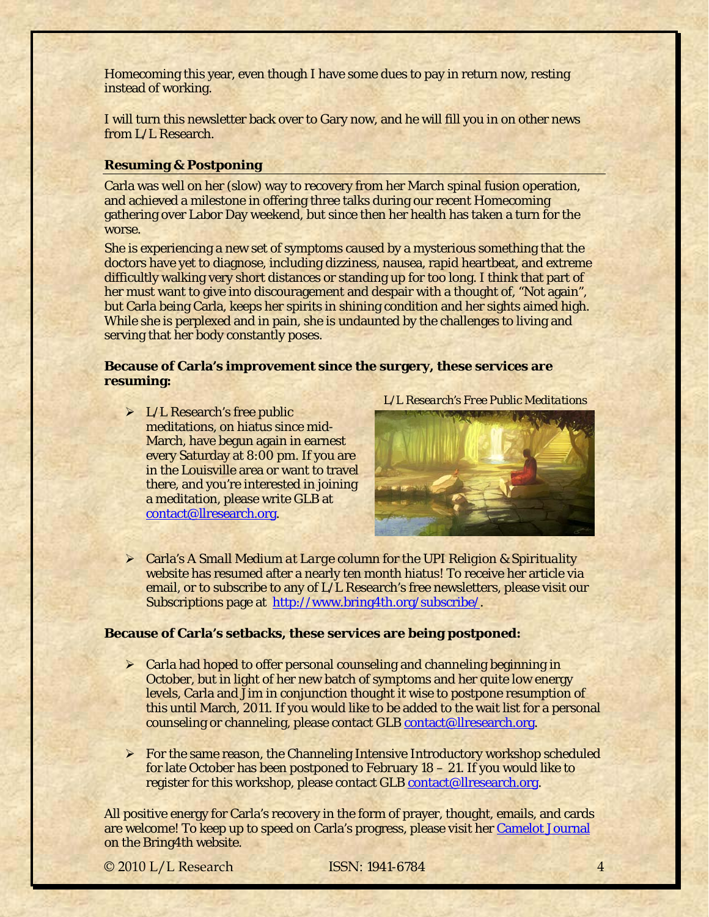Homecoming this year, even though I have some dues to pay in return now, resting instead of working.

I will turn this newsletter back over to Gary now, and he will fill you in on other news from L/L Research.

## Resuming & Postponing

Carla was well on her (slow) way to recovery from her March spinal fusion operation, and achieved a milestone in offering three talks during our recent Homecoming gathering over Labor Day weekend, but since then her health has taken a turn for the worse.

She is experiencing a new set of symptoms caused by a mysterious something that the doctors have yet to diagnose, including dizziness, nausea, rapid heartbeat, and extreme difficultly walking very short distances or standing up for too long. I think that part of her must want to give into discouragement and despair with a thought of, "Not again", but Carla being Carla, keeps her spirits in shining condition and her sights aimed high. While she is perplexed and in pain, she is undaunted by the challenges to living and serving that her body constantly poses.

**Because of Carla's improvement since the surgery, these services are resuming:**

- L/L Research's free public meditations, on hiatus since mid-March, have begun again in earnest every Saturday at 8:00 pm. If you are in the Louisville area or want to travel there, and you're interested in joining a meditation, please write GLB at contact@llresearch.org.

*L/L Research's Free Public Meditations*

- Carla's *A Small Medium at Large* column for the UPI *Religion & Spirituality* website has resumed after a nearly ten month hiatus! To receive her article via email, or to subscribe to any of L/L Research's free newsletters, please visit our Subscriptions page at http://www.bring4th.org/subscribe/.

**Because of Carla's setbacks, these services are being postponed:**

- Carla had hoped to offer personal counseling and channeling beginning in October, but in light of her new batch of symptoms and her quite low energy levels, Carla and Jim in conjunction thought it wise to postpone resumption of this until March, 2011. If you would like to be added to the wait list for a personal counseling or channeling, please contact GLB contact@llresearch.org.
- For the same reason, the Channeling Intensive Introductory workshop scheduled for late October has been postponed to February 18 – 21. If you would like to register for this workshop, please contact GLB contact@llresearch.org.

All positive energy for Carla's recovery in the form of prayer, thought, emails, and cards are welcome! To keep up to speed on Carla's progress, please visit her Camelot Journal on the Bring4th website.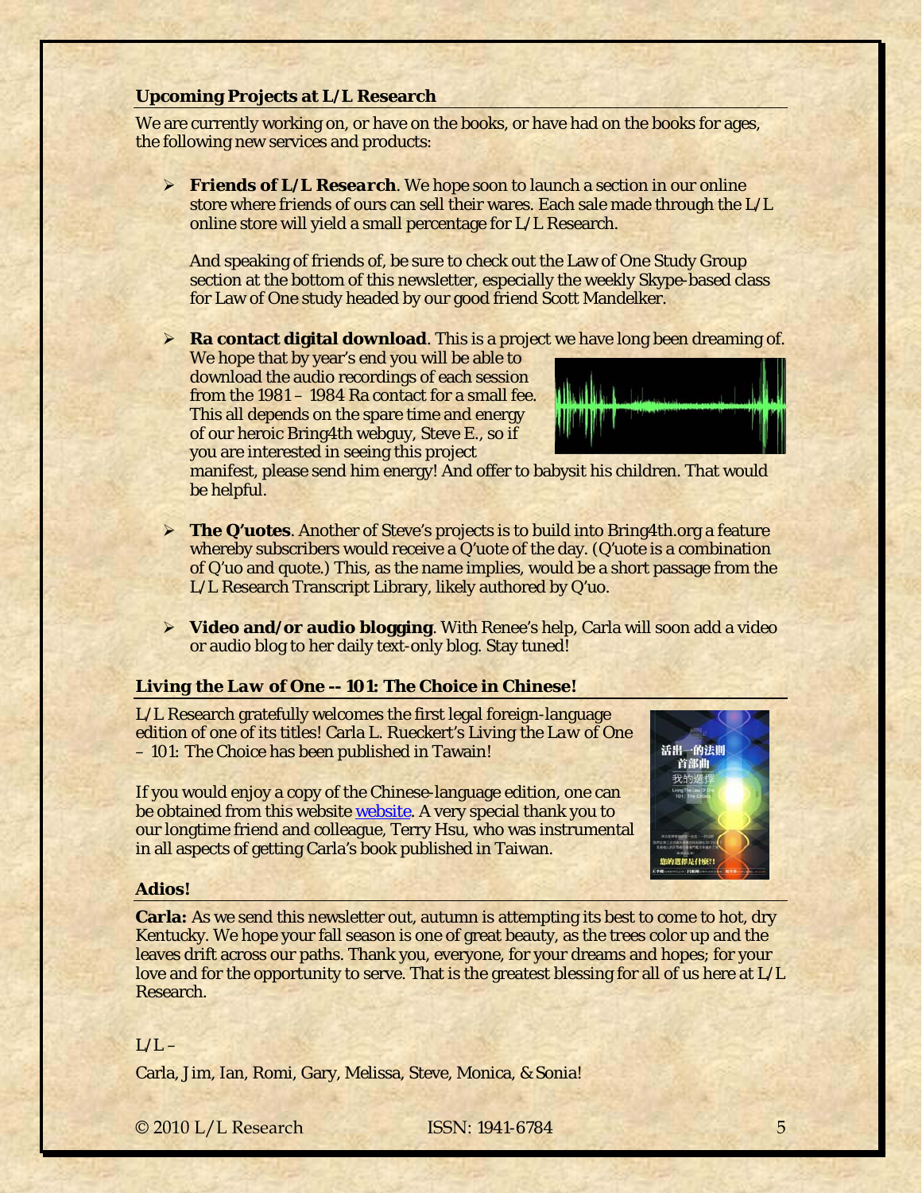### Upcoming Projects at L/L Research

We are currently working on, or have on the books, or have had on the books for ages, the following new services and products:

- ***Friends of L/L Research***. We hope soon to launch a section in our online store where friends of ours can sell their wares. Each sale made through the L/L online store will yield a small percentage for L/L Research.

  And speaking of friends of, be sure to check out the Law of One Study Group section at the bottom of this newsletter, especially the weekly Skype-based class for Law of One study headed by our good friend Scott Mandelker.

- **Ra contact digital download**. This is a project we have long been dreaming of. We hope that by year's end you will be able to download the audio recordings of each session from the 1981 – 1984 Ra contact for a small fee. This all depends on the spare time and energy of our heroic Bring4th webguy, Steve E., so if you are interested in seeing this project manifest, please send him energy! And offer to babysit his children. That would be helpful.

- **The Q'uotes**. Another of Steve's projects is to build into Bring4th.org a feature whereby subscribers would receive a Q'uote of the day. (Q'uote is a combination of Q'uo and quote.) This, as the name implies, would be a short passage from the L/L Research Transcript Library, likely authored by Q'uo.

- **Video and/or audio blogging**. With Renee's help, Carla will soon add a video or audio blog to her daily text-only blog. Stay tuned!

### Living the Law of One -- 101: The Choice in Chinese!

L/L Research gratefully welcomes the first legal foreign-language edition of one of its titles! Carla L. Rueckert's *Living the Law of One – 101: The Choice* has been published in Tawain!

If you would enjoy a copy of the Chinese-language edition, one can be obtained from this website [website](). A very special thank you to our longtime friend and colleague, Terry Hsu, who was instrumental in all aspects of getting Carla's book published in Taiwan.

### Adios!

**Carla:** As we send this newsletter out, autumn is attempting its best to come to hot, dry Kentucky. We hope your fall season is one of great beauty, as the trees color up and the leaves drift across our paths. Thank you, everyone, for your dreams and hopes; for your love and for the opportunity to serve. That is the greatest blessing for all of us here at L/L Research.

L/L –

Carla, Jim, Ian, Romi, Gary, Melissa, Steve, Monica, & Sonia!

© 2010 L/L Research ISSN: 1941-6784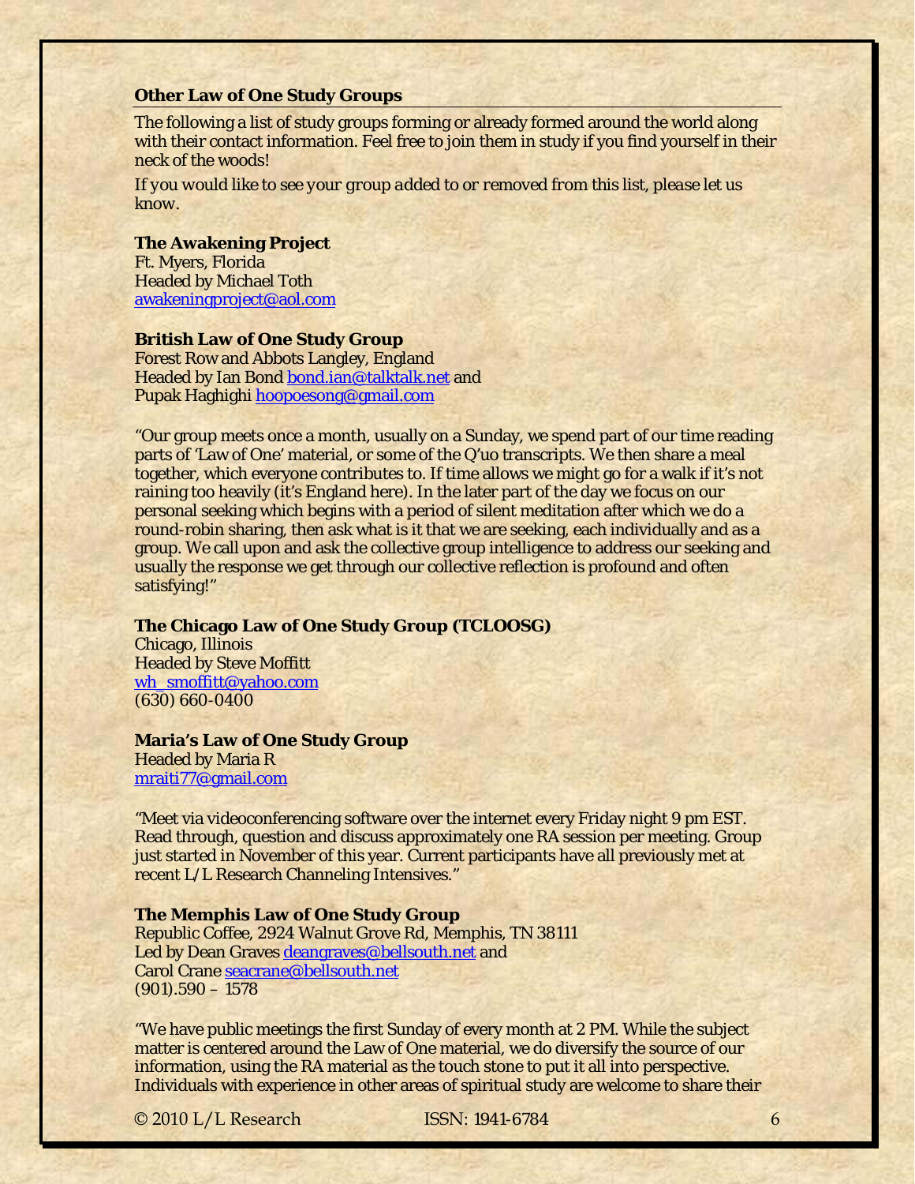## Other Law of One Study Groups

The following a list of study groups forming or already formed around the world along with their contact information. Feel free to join them in study if you find yourself in their neck of the woods!

*If you would like to see your group added to or removed from this list, please let us know.*

**The Awakening Project**
Ft. Myers, Florida
Headed by Michael Toth
awakeningproject@aol.com

**British Law of One Study Group**
Forest Row and Abbots Langley, England
Headed by Ian Bond bond.ian@talktalk.net and
Pupak Haghighi hoopoesong@gmail.com

"Our group meets once a month, usually on a Sunday, we spend part of our time reading parts of 'Law of One' material, or some of the Q'uo transcripts. We then share a meal together, which everyone contributes to. If time allows we might go for a walk if it's not raining too heavily (it's England here). In the later part of the day we focus on our personal seeking which begins with a period of silent meditation after which we do a round-robin sharing, then ask what is it that we are seeking, each individually and as a group. We call upon and ask the collective group intelligence to address our seeking and usually the response we get through our collective reflection is profound and often satisfying!"

**The Chicago Law of One Study Group (TCLOOSG)**
Chicago, Illinois
Headed by Steve Moffitt
wh_smoffitt@yahoo.com
(630) 660-0400

**Maria's Law of One Study Group**
Headed by Maria R
mraiti77@gmail.com

"Meet via videoconferencing software over the internet every Friday night 9 pm EST. Read through, question and discuss approximately one RA session per meeting. Group just started in November of this year. Current participants have all previously met at recent L/L Research Channeling Intensives."

**The Memphis Law of One Study Group**
Republic Coffee, 2924 Walnut Grove Rd, Memphis, TN 38111
Led by Dean Graves deangraves@bellsouth.net and
Carol Crane seacrane@bellsouth.net
(901).590 – 1578

"We have public meetings the first Sunday of every month at 2 PM. While the subject matter is centered around the Law of One material, we do diversify the source of our information, using the RA material as the touch stone to put it all into perspective. Individuals with experience in other areas of spiritual study are welcome to share their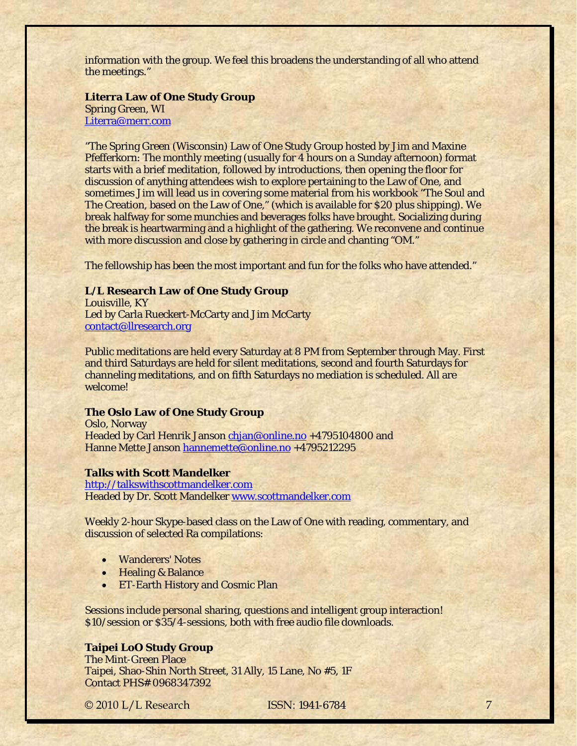information with the group. We feel this broadens the understanding of all who attend the meetings."

**Literra Law of One Study Group**
Spring Green, WI
Literra@merr.com

"The Spring Green (Wisconsin) Law of One Study Group hosted by Jim and Maxine Pfefferkorn: The monthly meeting (usually for 4 hours on a Sunday afternoon) format starts with a brief meditation, followed by introductions, then opening the floor for discussion of anything attendees wish to explore pertaining to the Law of One, and sometimes Jim will lead us in covering some material from his workbook "The Soul and The Creation, based on the Law of One," (which is available for $20 plus shipping). We break halfway for some munchies and beverages folks have brought. Socializing during the break is heartwarming and a highlight of the gathering. We reconvene and continue with more discussion and close by gathering in circle and chanting "OM."

The fellowship has been the most important and fun for the folks who have attended."

**L/L Research Law of One Study Group**
Louisville, KY
Led by Carla Rueckert-McCarty and Jim McCarty
contact@llresearch.org

Public meditations are held every Saturday at 8 PM from September through May. First and third Saturdays are held for silent meditations, second and fourth Saturdays for channeling meditations, and on fifth Saturdays no mediation is scheduled. All are welcome!

**The Oslo Law of One Study Group**
Oslo, Norway
Headed by Carl Henrik Janson chjan@online.no +4795104800 and
Hanne Mette Janson hannemette@online.no +4795212295

**Talks with Scott Mandelker**
http://talkswithscottmandelker.com
Headed by Dr. Scott Mandelker www.scottmandelker.com

Weekly 2-hour Skype-based class on the Law of One with reading, commentary, and discussion of selected Ra compilations:

- Wanderers' Notes
- Healing & Balance
- ET-Earth History and Cosmic Plan

Sessions include personal sharing, questions and intelligent group interaction! $10/session or $35/4-sessions, both with free audio file downloads.

**Taipei LoO Study Group**
The Mint-Green Place
Taipei, Shao-Shin North Street, 31 Ally, 15 Lane, No #5, 1F
Contact PHS# 0968347392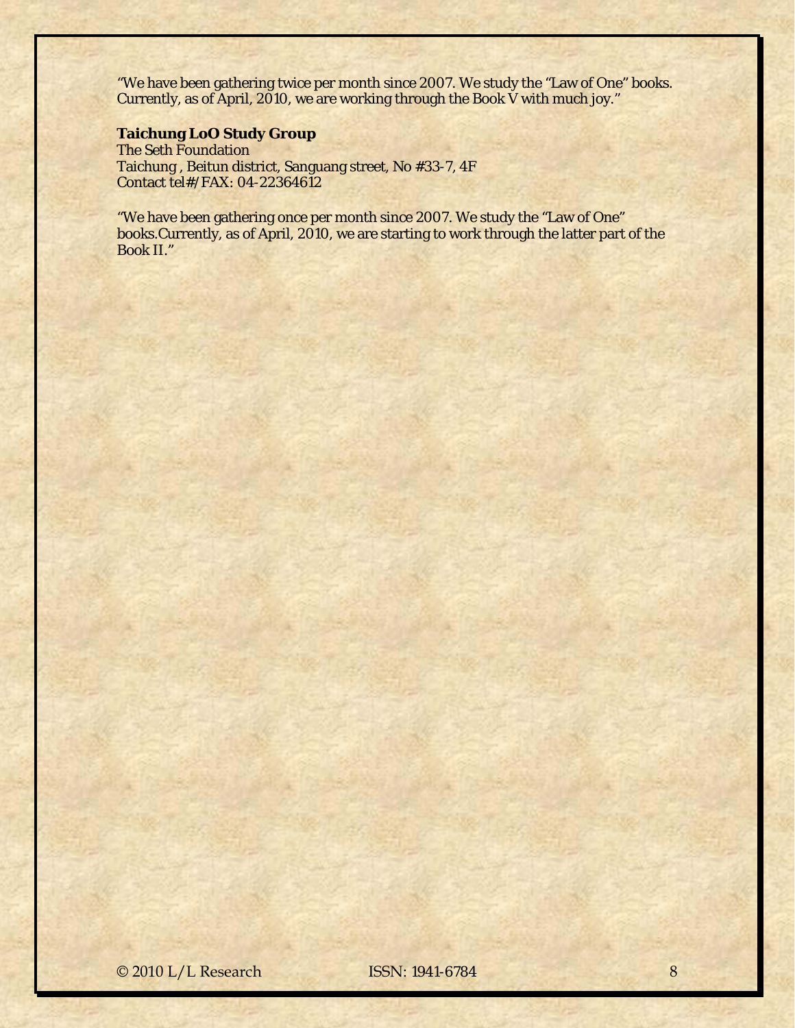"We have been gathering twice per month since 2007. We study the "Law of One" books. Currently, as of April, 2010, we are working through the Book V with much joy."

**Taichung LoO Study Group**
The Seth Foundation
Taichung , Beitun district, Sanguang street, No #33-7, 4F
Contact tel#/FAX: 04-22364612

"We have been gathering once per month since 2007. We study the "Law of One" books.Currently, as of April, 2010, we are starting to work through the latter part of the Book II."